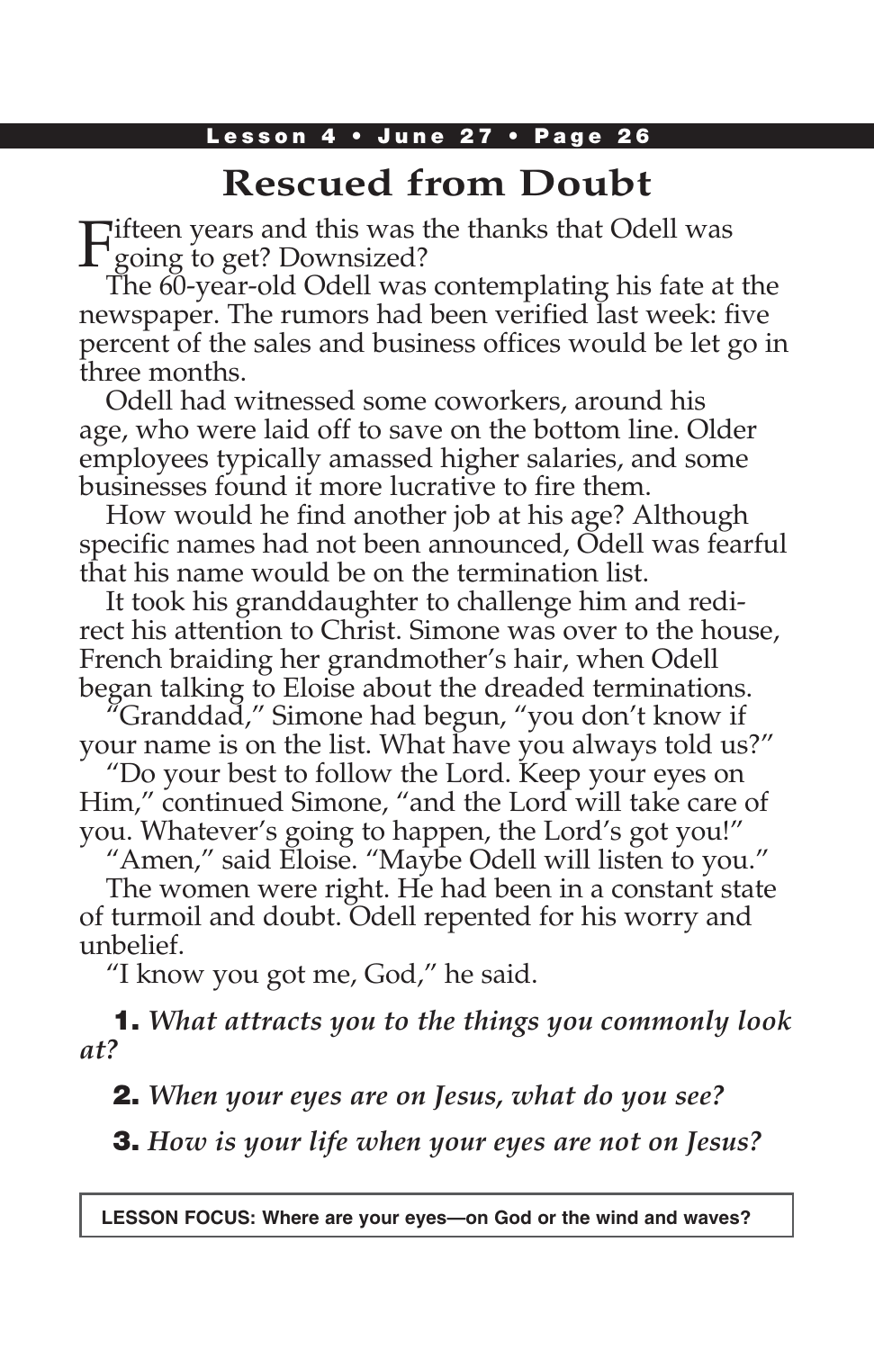# Rescued from Doubt

Fifteen years and this was the thanks that Odell was going to get? Downsized?

The 60-year-old Odell was contemplating his fate at the newspaper. The rumors had been verified last week: five percent of the sales and business offices would be let go in three months.

Odell had witnessed some coworkers, around his age, who were laid off to save on the bottom line. Older employees typically amassed higher salaries, and some businesses found it more lucrative to fire them.

How would he find another job at his age? Although specific names had not been announced, Odell was fearful that his name would be on the termination list.

It took his granddaughter to challenge him and redirect his attention to Christ. Simone was over to the house, French braiding her grandmother's hair, when Odell began talking to Eloise about the dreaded terminations.

"Granddad," Simone had begun, "you don't know if your name is on the list. What have you always told us?"

"Do your best to follow the Lord. Keep your eyes on Him," continued Simone, "and the Lord will take care of you. Whatever's going to happen, the Lord's got you!"

"Amen," said Eloise. "Maybe Odell will listen to you."

The women were right. He had been in a constant state of turmoil and doubt. Odell repented for his worry and unbelief.

"I know you got me, God," he said.

**1.** *What attracts you to the things you commonly look at?*

**2.** *When your eyes are on Jesus, what do you see?*

**3.** *How is your life when your eyes are not on Jesus?*

**LESSON FOCUS: Where are your eyes—on God or the wind and waves?**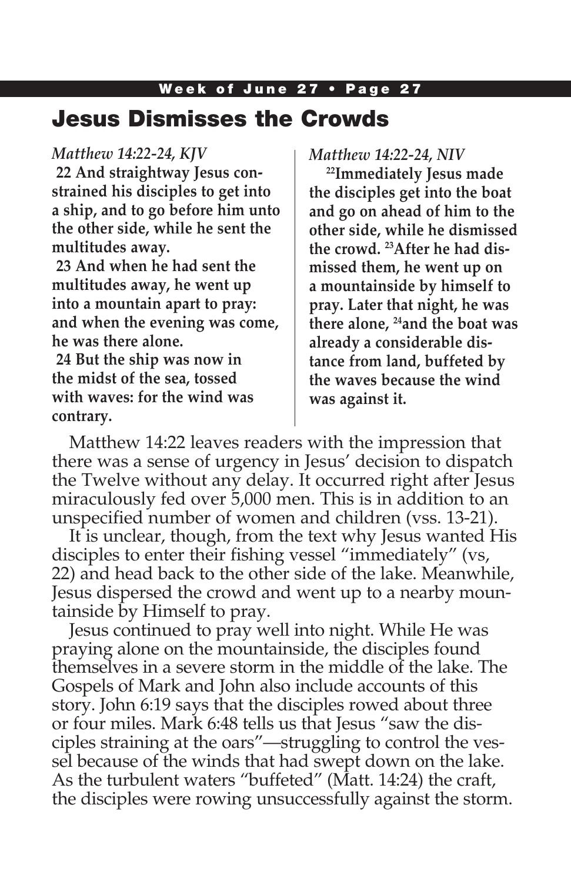# Jesus Dismisses the Crowds

*Matthew 14:22-24, KJV*

**22 And straightway Jesus constrained his disciples to get into a ship, and to go before him unto the other side, while he sent the multitudes away.**

**23 And when he had sent the multitudes away, he went up into a mountain apart to pray: and when the evening was come, he was there alone.**

**24 But the ship was now in the midst of the sea, tossed with waves: for the wind was contrary.**

*Matthew 14:22-24, NIV*

**22 Immediately Jesus made the disciples get into the boat and go on ahead of him to the other side, while he dismissed the crowd. 23 After he had dismissed them, he went up on a mountainside by himself to pray. Later that night, he was there alone, 24 and the boat was already a considerable distance from land, buffeted by the waves because the wind was against it.**

Matthew 14:22 leaves readers with the impression that there was a sense of urgency in Jesus' decision to dispatch the Twelve without any delay. It occurred right after Jesus miraculously fed over 5,000 men. This is in addition to an unspecified number of women and children (vss. 13-21).

It is unclear, though, from the text why Jesus wanted His disciples to enter their fishing vessel "immediately" (vs, 22) and head back to the other side of the lake. Meanwhile, Jesus dispersed the crowd and went up to a nearby mountainside by Himself to pray.

Jesus continued to pray well into night. While He was praying alone on the mountainside, the disciples found themselves in a severe storm in the middle of the lake. The Gospels of Mark and John also include accounts of this story. John 6:19 says that the disciples rowed about three or four miles. Mark 6:48 tells us that Jesus "saw the disciples straining at the oars"—struggling to control the vessel because of the winds that had swept down on the lake. As the turbulent waters "buffeted" (Matt. 14:24) the craft, the disciples were rowing unsuccessfully against the storm.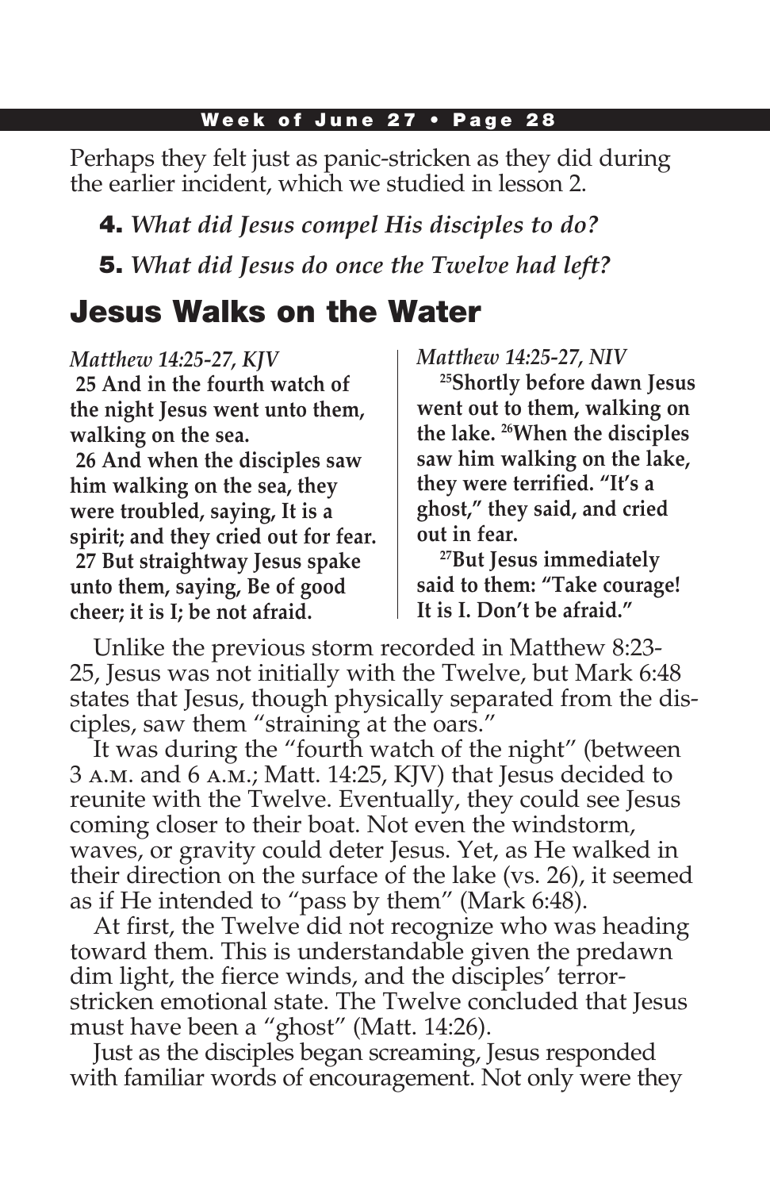Perhaps they felt just as panic-stricken as they did during the earlier incident, which we studied in lesson 2.

**4.** *What did Jesus compel His disciples to do?*

**5.** *What did Jesus do once the Twelve had left?*

## Jesus Walks on the Water

*Matthew 14:25-27, KJV*

**25 And in the fourth watch of the night Jesus went unto them, walking on the sea.**

**26 And when the disciples saw him walking on the sea, they were troubled, saying, It is a spirit; and they cried out for fear.**

**27 But straightway Jesus spake unto them, saying, Be of good cheer; it is I; be not afraid.**

*Matthew 14:25-27, NIV*

**25 Shortly before dawn Jesus went out to them, walking on the lake. 26 When the disciples saw him walking on the lake, they were terrified. "It's a ghost," they said, and cried out in fear.**

**27 But Jesus immediately said to them: "Take courage! It is I. Don't be afraid."**

Unlike the previous storm recorded in Matthew 8:23-25, Jesus was not initially with the Twelve, but Mark 6:48 states that Jesus, though physically separated from the disciples, saw them "straining at the oars."

It was during the "fourth watch of the night" (between 3 A.M. and 6 A.M.; Matt. 14:25, KJV) that Jesus decided to reunite with the Twelve. Eventually, they could see Jesus coming closer to their boat. Not even the windstorm, waves, or gravity could deter Jesus. Yet, as He walked in their direction on the surface of the lake (vs. 26), it seemed as if He intended to "pass by them" (Mark 6:48).

At first, the Twelve did not recognize who was heading toward them. This is understandable given the predawn dim light, the fierce winds, and the disciples' terror-stricken emotional state. The Twelve concluded that Jesus must have been a "ghost" (Matt. 14:26).

Just as the disciples began screaming, Jesus responded with familiar words of encouragement. Not only were they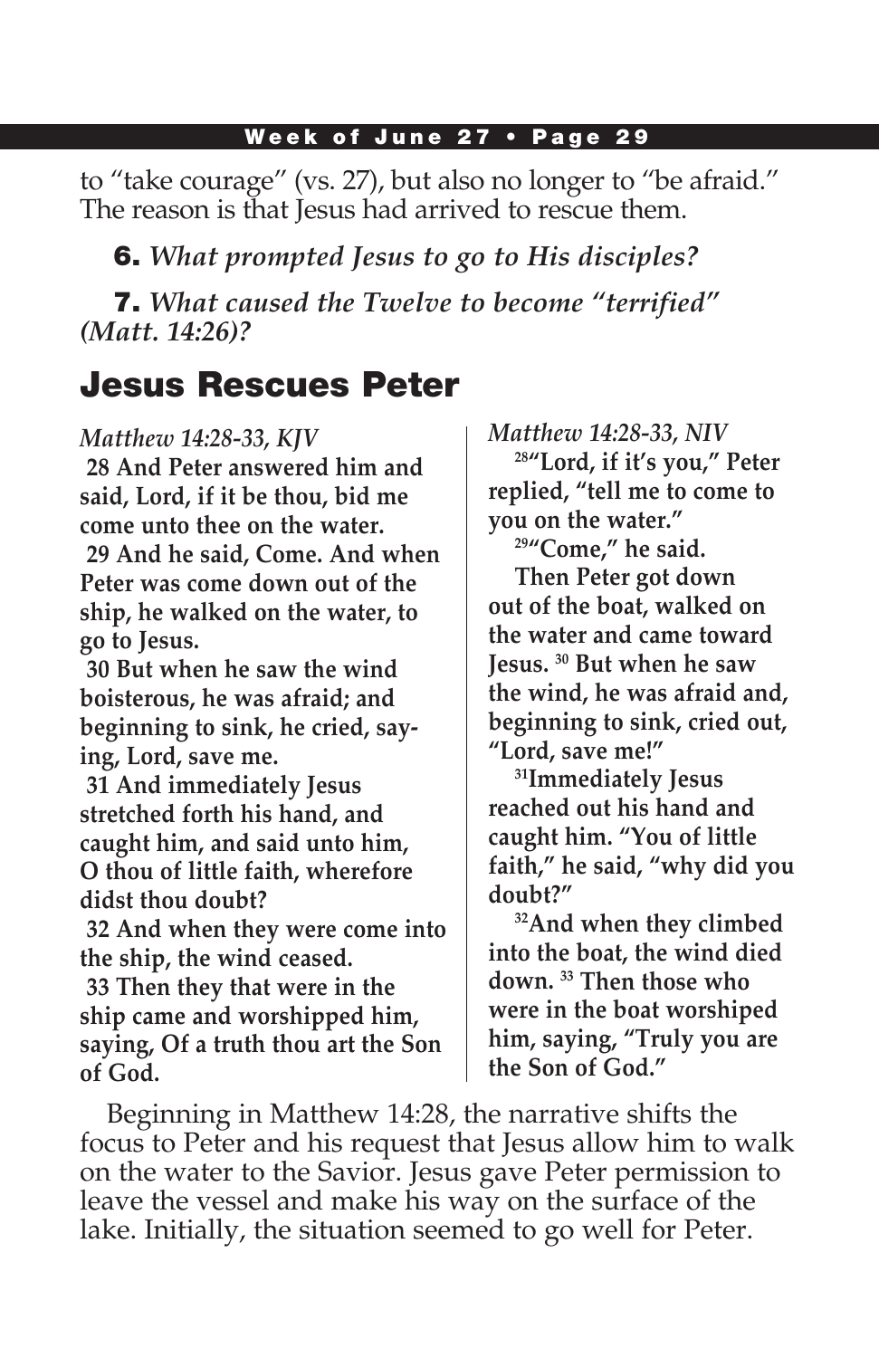to “take courage” (vs. 27), but also no longer to “be afraid.” The reason is that Jesus had arrived to rescue them.

**6.** *What prompted Jesus to go to His disciples?*

**7.** *What caused the Twelve to become “terrified” (Matt. 14:26)?*

## Jesus Rescues Peter

*Matthew 14:28-33, KJV*

**28 And Peter answered him and said, Lord, if it be thou, bid me come unto thee on the water.**

**29 And he said, Come. And when Peter was come down out of the ship, he walked on the water, to go to Jesus.**

**30 But when he saw the wind boisterous, he was afraid; and beginning to sink, he cried, saying, Lord, save me.**

**31 And immediately Jesus stretched forth his hand, and caught him, and said unto him, O thou of little faith, wherefore didst thou doubt?**

**32 And when they were come into the ship, the wind ceased.**

**33 Then they that were in the ship came and worshipped him, saying, Of a truth thou art the Son of God.**

*Matthew 14:28-33, NIV*

**28“Lord, if it’s you,” Peter replied, “tell me to come to you on the water.”**

**29“Come,” he said.**

**Then Peter got down out of the boat, walked on the water and came toward Jesus. 30 But when he saw the wind, he was afraid and, beginning to sink, cried out, “Lord, save me!”**

**31Immediately Jesus reached out his hand and caught him. “You of little faith,” he said, “why did you doubt?”**

**32And when they climbed into the boat, the wind died down. 33 Then those who were in the boat worshiped him, saying, “Truly you are the Son of God.”**

Beginning in Matthew 14:28, the narrative shifts the focus to Peter and his request that Jesus allow him to walk on the water to the Savior. Jesus gave Peter permission to leave the vessel and make his way on the surface of the lake. Initially, the situation seemed to go well for Peter.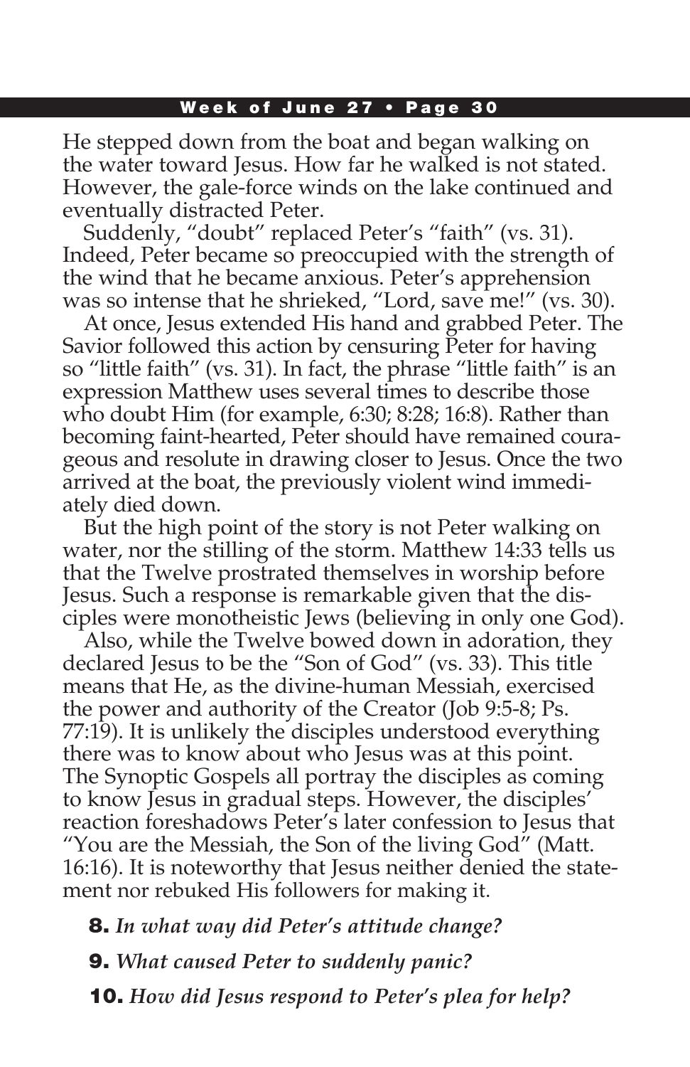He stepped down from the boat and began walking on the water toward Jesus. How far he walked is not stated. However, the gale-force winds on the lake continued and eventually distracted Peter.

Suddenly, "doubt" replaced Peter's "faith" (vs. 31). Indeed, Peter became so preoccupied with the strength of the wind that he became anxious. Peter's apprehension was so intense that he shrieked, "Lord, save me!" (vs. 30).

At once, Jesus extended His hand and grabbed Peter. The Savior followed this action by censuring Peter for having so "little faith" (vs. 31). In fact, the phrase "little faith" is an expression Matthew uses several times to describe those who doubt Him (for example, 6:30; 8:28; 16:8). Rather than becoming faint-hearted, Peter should have remained courageous and resolute in drawing closer to Jesus. Once the two arrived at the boat, the previously violent wind immediately died down.

But the high point of the story is not Peter walking on water, nor the stilling of the storm. Matthew 14:33 tells us that the Twelve prostrated themselves in worship before Jesus. Such a response is remarkable given that the disciples were monotheistic Jews (believing in only one God).

Also, while the Twelve bowed down in adoration, they declared Jesus to be the "Son of God" (vs. 33). This title means that He, as the divine-human Messiah, exercised the power and authority of the Creator (Job 9:5-8; Ps. 77:19). It is unlikely the disciples understood everything there was to know about who Jesus was at this point. The Synoptic Gospels all portray the disciples as coming to know Jesus in gradual steps. However, the disciples' reaction foreshadows Peter's later confession to Jesus that "You are the Messiah, the Son of the living God" (Matt. 16:16). It is noteworthy that Jesus neither denied the statement nor rebuked His followers for making it.

**8.** *In what way did Peter's attitude change?*

**9.** *What caused Peter to suddenly panic?*

**10.** *How did Jesus respond to Peter's plea for help?*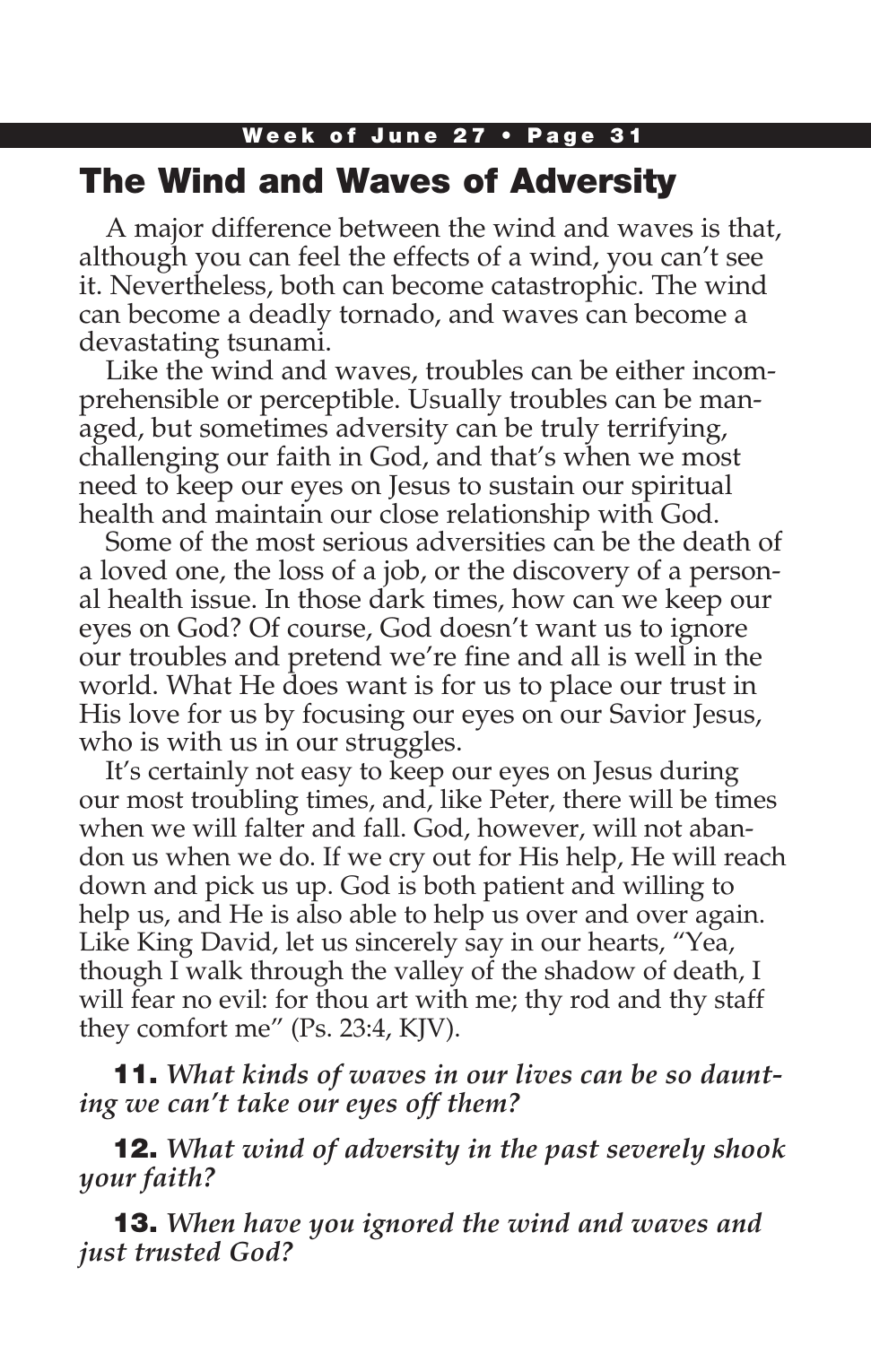## The Wind and Waves of Adversity

A major difference between the wind and waves is that, although you can feel the effects of a wind, you can't see it. Nevertheless, both can become catastrophic. The wind can become a deadly tornado, and waves can become a devastating tsunami.

Like the wind and waves, troubles can be either incomprehensible or perceptible. Usually troubles can be managed, but sometimes adversity can be truly terrifying, challenging our faith in God, and that's when we most need to keep our eyes on Jesus to sustain our spiritual health and maintain our close relationship with God.

Some of the most serious adversities can be the death of a loved one, the loss of a job, or the discovery of a personal health issue. In those dark times, how can we keep our eyes on God? Of course, God doesn't want us to ignore our troubles and pretend we're fine and all is well in the world. What He does want is for us to place our trust in His love for us by focusing our eyes on our Savior Jesus, who is with us in our struggles.

It's certainly not easy to keep our eyes on Jesus during our most troubling times, and, like Peter, there will be times when we will falter and fall. God, however, will not abandon us when we do. If we cry out for His help, He will reach down and pick us up. God is both patient and willing to help us, and He is also able to help us over and over again. Like King David, let us sincerely say in our hearts, "Yea, though I walk through the valley of the shadow of death, I will fear no evil: for thou art with me; thy rod and thy staff they comfort me" (Ps. 23:4, KJV).

**11.** *What kinds of waves in our lives can be so daunting we can't take our eyes off them?*

**12.** *What wind of adversity in the past severely shook your faith?*

**13.** *When have you ignored the wind and waves and just trusted God?*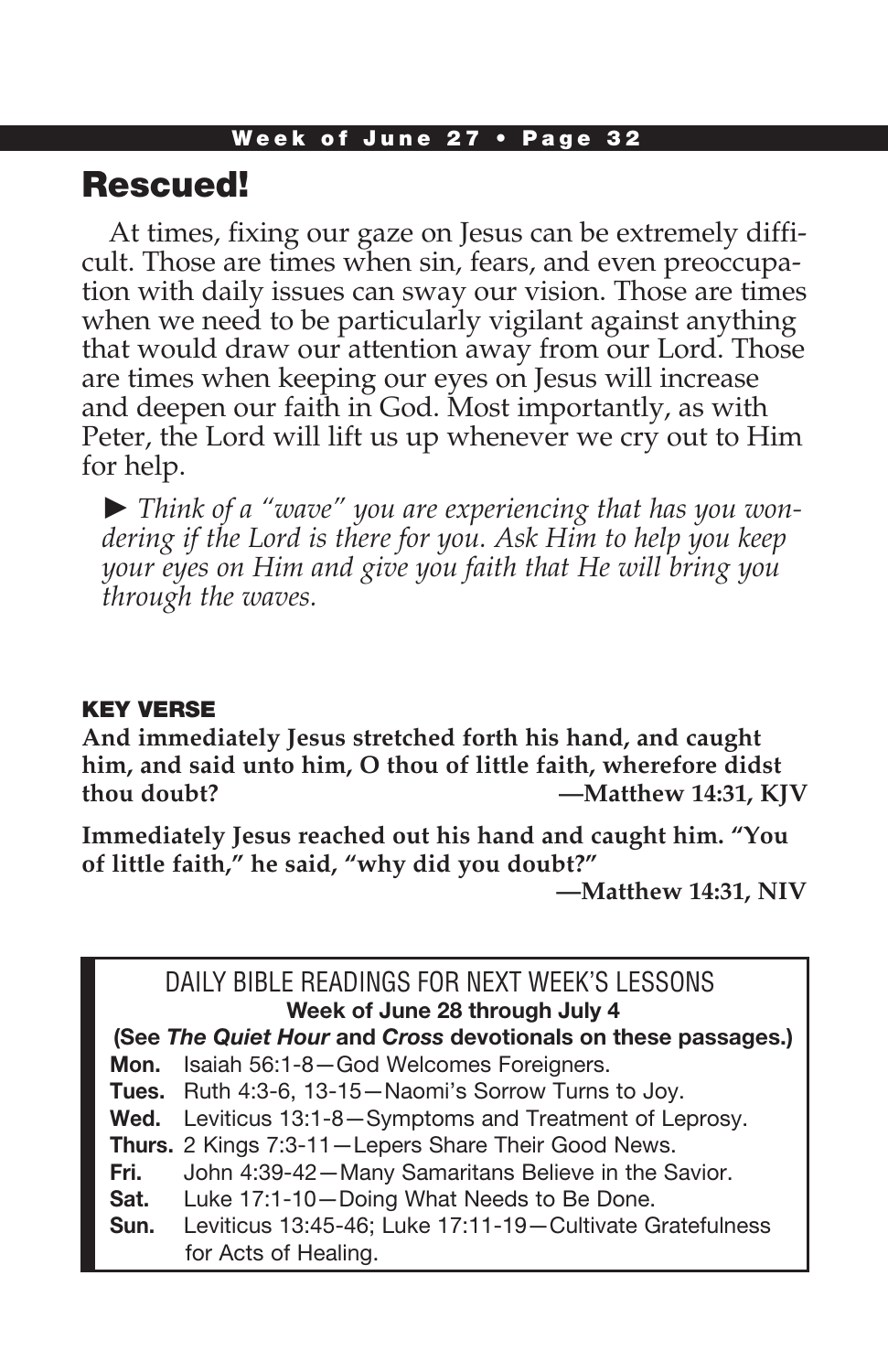# Rescued!

At times, fixing our gaze on Jesus can be extremely difficult. Those are times when sin, fears, and even preoccupation with daily issues can sway our vision. Those are times when we need to be particularly vigilant against anything that would draw our attention away from our Lord. Those are times when keeping our eyes on Jesus will increase and deepen our faith in God. Most importantly, as with Peter, the Lord will lift us up whenever we cry out to Him for help.

► *Think of a "wave" you are experiencing that has you wondering if the Lord is there for you. Ask Him to help you keep your eyes on Him and give you faith that He will bring you through the waves.*

**KEY VERSE**

**And immediately Jesus stretched forth his hand, and caught him, and said unto him, O thou of little faith, wherefore didst thou doubt? —Matthew 14:31, KJV**

**Immediately Jesus reached out his hand and caught him. "You of little faith," he said, "why did you doubt?"**
**—Matthew 14:31, NIV**

DAILY BIBLE READINGS FOR NEXT WEEK'S LESSONS

**Week of June 28 through July 4**

**(See *The Quiet Hour* and *Cross* devotionals on these passages.)**

**Mon.** Isaiah 56:1-8—God Welcomes Foreigners.
**Tues.** Ruth 4:3-6, 13-15—Naomi's Sorrow Turns to Joy.
**Wed.** Leviticus 13:1-8—Symptoms and Treatment of Leprosy.
**Thurs.** 2 Kings 7:3-11—Lepers Share Their Good News.
**Fri.** John 4:39-42—Many Samaritans Believe in the Savior.
**Sat.** Luke 17:1-10—Doing What Needs to Be Done.
**Sun.** Leviticus 13:45-46; Luke 17:11-19—Cultivate Gratefulness for Acts of Healing.